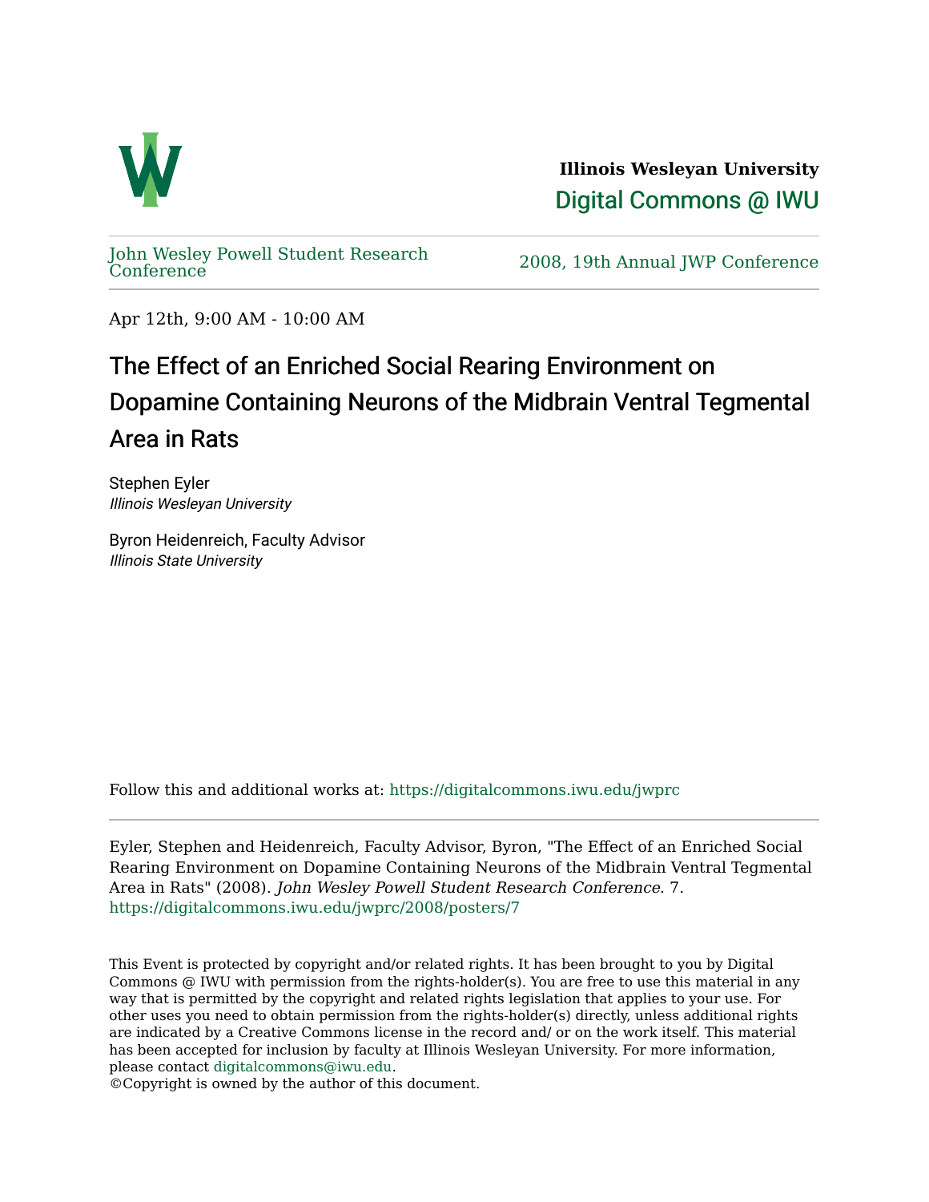**Illinois Wesleyan University**

Digital Commons @ IWU

John Wesley Powell Student Research Conference

2008, 19th Annual JWP Conference

Apr 12th, 9:00 AM - 10:00 AM

# The Effect of an Enriched Social Rearing Environment on Dopamine Containing Neurons of the Midbrain Ventral Tegmental Area in Rats

Stephen Eyler
*Illinois Wesleyan University*

Byron Heidenreich, Faculty Advisor
*Illinois State University*

Follow this and additional works at: https://digitalcommons.iwu.edu/jwprc

Eyler, Stephen and Heidenreich, Faculty Advisor, Byron, "The Effect of an Enriched Social Rearing Environment on Dopamine Containing Neurons of the Midbrain Ventral Tegmental Area in Rats" (2008). *John Wesley Powell Student Research Conference*. 7.
https://digitalcommons.iwu.edu/jwprc/2008/posters/7

This Event is protected by copyright and/or related rights. It has been brought to you by Digital Commons @ IWU with permission from the rights-holder(s). You are free to use this material in any way that is permitted by the copyright and related rights legislation that applies to your use. For other uses you need to obtain permission from the rights-holder(s) directly, unless additional rights are indicated by a Creative Commons license in the record and/ or on the work itself. This material has been accepted for inclusion by faculty at Illinois Wesleyan University. For more information, please contact digitalcommons@iwu.edu.
©Copyright is owned by the author of this document.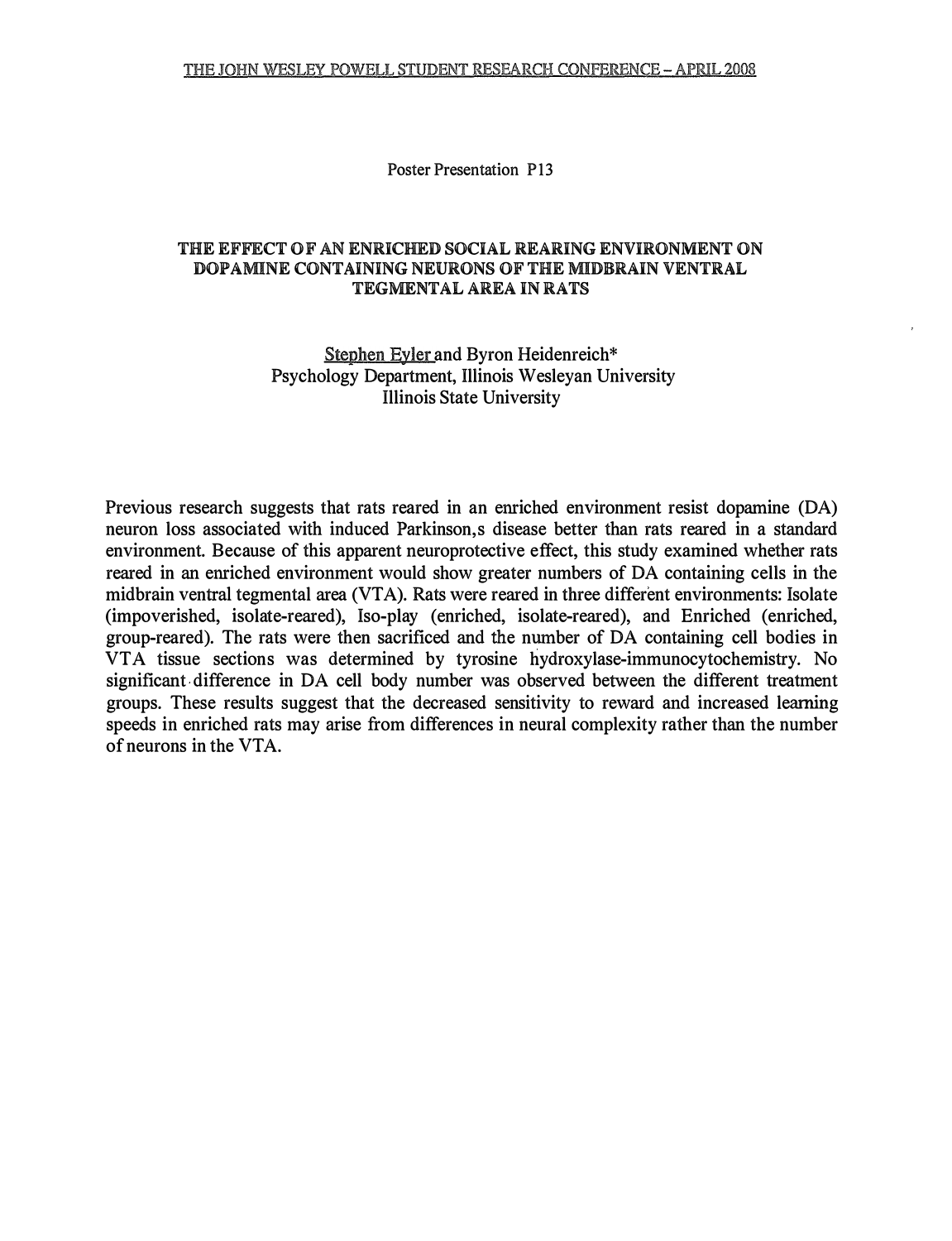Poster Presentation P13

### THE EFFECT OF AN ENRICHED SOCIAL REARING ENVIRONMENT ON DOPAMINE CONTAINING NEURONS OF THE MIDBRAIN VENTRAL TEGMENTAL AREA IN RATS

Stephen Eyler and Byron Heidenreich*
Psychology Department, Illinois Wesleyan University
Illinois State University

Previous research suggests that rats reared in an enriched environment resist dopamine (DA) neuron loss associated with induced Parkinson,s disease better than rats reared in a standard environment. Because of this apparent neuroprotective effect, this study examined whether rats reared in an enriched environment would show greater numbers of DA containing cells in the midbrain ventral tegmental area (VTA). Rats were reared in three different environments: Isolate (impoverished, isolate-reared), Iso-play (enriched, isolate-reared), and Enriched (enriched, group-reared). The rats were then sacrificed and the number of DA containing cell bodies in VTA tissue sections was determined by tyrosine hydroxylase-immunocytochemistry. No significant difference in DA cell body number was observed between the different treatment groups. These results suggest that the decreased sensitivity to reward and increased learning speeds in enriched rats may arise from differences in neural complexity rather than the number of neurons in the VTA.